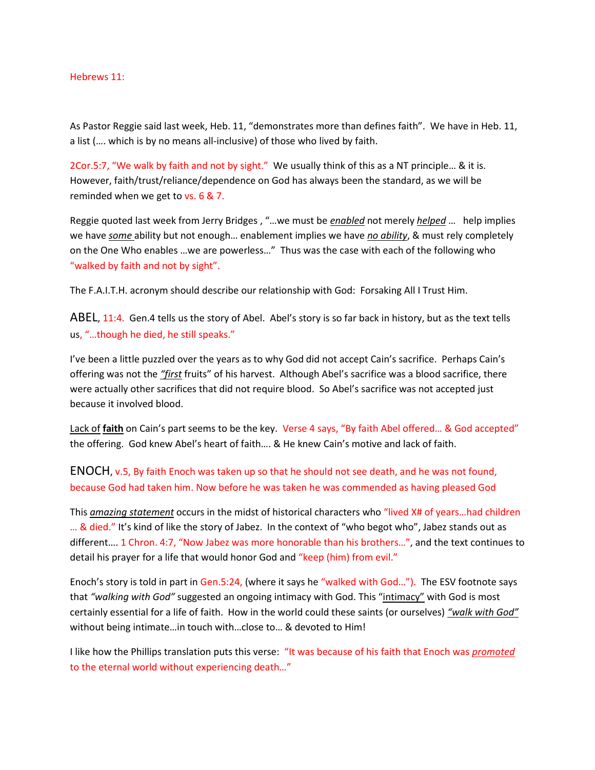Hebrews 11:

As Pastor Reggie said last week, Heb. 11, "demonstrates more than defines faith". We have in Heb. 11, a list (…. which is by no means all-inclusive) of those who lived by faith.

2Cor.5:7, "We walk by faith and not by sight." We usually think of this as a NT principle… & it is. However, faith/trust/reliance/dependence on God has always been the standard, as we will be reminded when we get to vs. 6 & 7.

Reggie quoted last week from Jerry Bridges , "…we must be ***enabled*** not merely ***helped*** … help implies we have ***some*** ability but not enough… enablement implies we have ***no ability***, & must rely completely on the One Who enables …we are powerless…" Thus was the case with each of the following who "walked by faith and not by sight".

The F.A.I.T.H. acronym should describe our relationship with God: Forsaking All I Trust Him.

ABEL, 11:4. Gen.4 tells us the story of Abel. Abel's story is so far back in history, but as the text tells us, "…though he died, he still speaks."

I've been a little puzzled over the years as to why God did not accept Cain's sacrifice. Perhaps Cain's offering was not the ***"first*** fruits" of his harvest. Although Abel's sacrifice was a blood sacrifice, there were actually other sacrifices that did not require blood. So Abel's sacrifice was not accepted just because it involved blood.

Lack of **faith** on Cain's part seems to be the key. Verse 4 says, "By faith Abel offered… & God accepted" the offering. God knew Abel's heart of faith…. & He knew Cain's motive and lack of faith.

ENOCH, v.5, By faith Enoch was taken up so that he should not see death, and he was not found, because God had taken him. Now before he was taken he was commended as having pleased God

This ***amazing statement*** occurs in the midst of historical characters who "lived X# of years…had children … & died." It's kind of like the story of Jabez. In the context of "who begot who", Jabez stands out as different…. 1 Chron. 4:7, "Now Jabez was more honorable than his brothers…", and the text continues to detail his prayer for a life that would honor God and "keep (him) from evil."

Enoch's story is told in part in Gen.5:24, (where it says he "walked with God…"). The ESV footnote says that *"walking with God"* suggested an ongoing intimacy with God. This "intimacy" with God is most certainly essential for a life of faith. How in the world could these saints (or ourselves) *"walk with God"* without being intimate…in touch with…close to… & devoted to Him!

I like how the Phillips translation puts this verse: "It was because of his faith that Enoch was ***promoted*** to the eternal world without experiencing death…"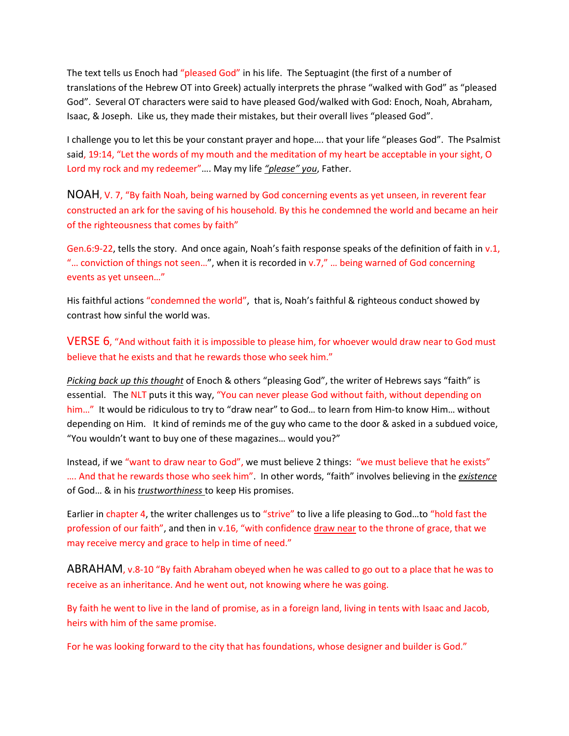The text tells us Enoch had "pleased God" in his life. The Septuagint (the first of a number of translations of the Hebrew OT into Greek) actually interprets the phrase "walked with God" as "pleased God". Several OT characters were said to have pleased God/walked with God: Enoch, Noah, Abraham, Isaac, & Joseph. Like us, they made their mistakes, but their overall lives "pleased God".

I challenge you to let this be your constant prayer and hope…. that your life "pleases God". The Psalmist said, 19:14, "Let the words of my mouth and the meditation of my heart be acceptable in your sight, O Lord my rock and my redeemer"…. May my life ***"please" you***, Father.

NOAH, V. 7, "By faith Noah, being warned by God concerning events as yet unseen, in reverent fear constructed an ark for the saving of his household. By this he condemned the world and became an heir of the righteousness that comes by faith"

Gen.6:9-22, tells the story. And once again, Noah's faith response speaks of the definition of faith in v.1, "… conviction of things not seen…", when it is recorded in v.7," … being warned of God concerning events as yet unseen…"

His faithful actions "condemned the world", that is, Noah's faithful & righteous conduct showed by contrast how sinful the world was.

VERSE 6, "And without faith it is impossible to please him, for whoever would draw near to God must believe that he exists and that he rewards those who seek him."

*Picking back up this thought* of Enoch & others "pleasing God", the writer of Hebrews says "faith" is essential. The NLT puts it this way, "You can never please God without faith, without depending on him…" It would be ridiculous to try to "draw near" to God… to learn from Him-to know Him… without depending on Him. It kind of reminds me of the guy who came to the door & asked in a subdued voice, "You wouldn't want to buy one of these magazines… would you?"

Instead, if we "want to draw near to God", we must believe 2 things: "we must believe that he exists" …. And that he rewards those who seek him". In other words, "faith" involves believing in the ***existence*** of God… & in his ***trustworthiness*** to keep His promises.

Earlier in chapter 4, the writer challenges us to "strive" to live a life pleasing to God…to "hold fast the profession of our faith", and then in v.16, "with confidence draw near to the throne of grace, that we may receive mercy and grace to help in time of need."

ABRAHAM, v.8-10 "By faith Abraham obeyed when he was called to go out to a place that he was to receive as an inheritance. And he went out, not knowing where he was going.

By faith he went to live in the land of promise, as in a foreign land, living in tents with Isaac and Jacob, heirs with him of the same promise.

For he was looking forward to the city that has foundations, whose designer and builder is God."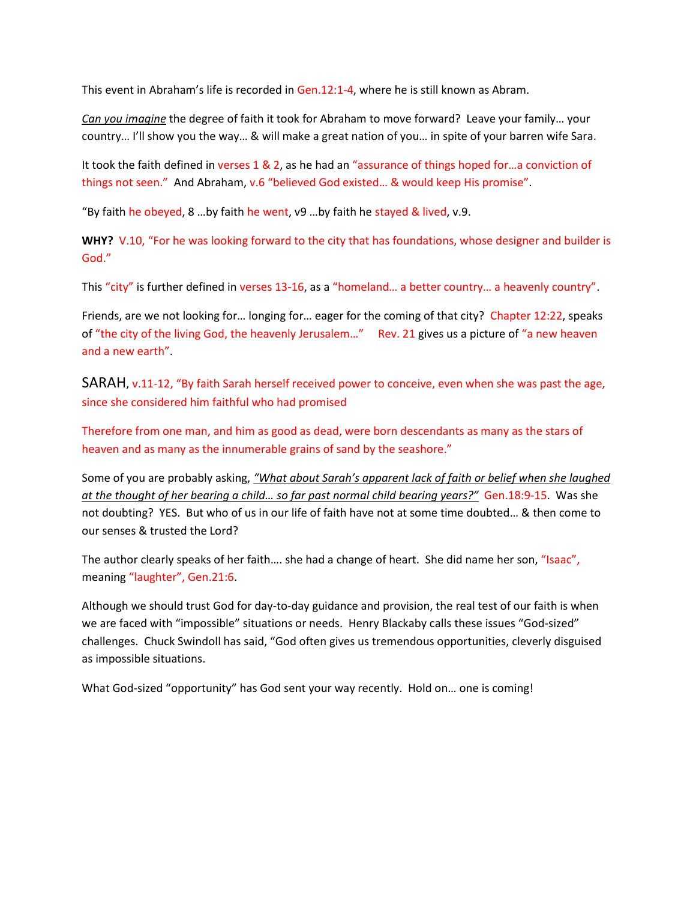This event in Abraham's life is recorded in Gen.12:1-4, where he is still known as Abram.

*Can you imagine* the degree of faith it took for Abraham to move forward? Leave your family… your country… I'll show you the way… & will make a great nation of you… in spite of your barren wife Sara.

It took the faith defined in verses 1 & 2, as he had an "assurance of things hoped for…a conviction of things not seen." And Abraham, v.6 "believed God existed… & would keep His promise".

"By faith he obeyed, 8 …by faith he went, v9 …by faith he stayed & lived, v.9.

**WHY?** V.10, "For he was looking forward to the city that has foundations, whose designer and builder is God."

This "city" is further defined in verses 13-16, as a "homeland… a better country… a heavenly country".

Friends, are we not looking for… longing for… eager for the coming of that city? Chapter 12:22, speaks of "the city of the living God, the heavenly Jerusalem…" Rev. 21 gives us a picture of "a new heaven and a new earth".

SARAH, v.11-12, "By faith Sarah herself received power to conceive, even when she was past the age, since she considered him faithful who had promised

Therefore from one man, and him as good as dead, were born descendants as many as the stars of heaven and as many as the innumerable grains of sand by the seashore."

Some of you are probably asking, *"What about Sarah's apparent lack of faith or belief when she laughed at the thought of her bearing a child… so far past normal child bearing years?"* Gen.18:9-15. Was she not doubting? YES. But who of us in our life of faith have not at some time doubted… & then come to our senses & trusted the Lord?

The author clearly speaks of her faith…. she had a change of heart. She did name her son, "Isaac", meaning "laughter", Gen.21:6.

Although we should trust God for day-to-day guidance and provision, the real test of our faith is when we are faced with "impossible" situations or needs. Henry Blackaby calls these issues "God-sized" challenges. Chuck Swindoll has said, "God often gives us tremendous opportunities, cleverly disguised as impossible situations.

What God-sized "opportunity" has God sent your way recently. Hold on… one is coming!